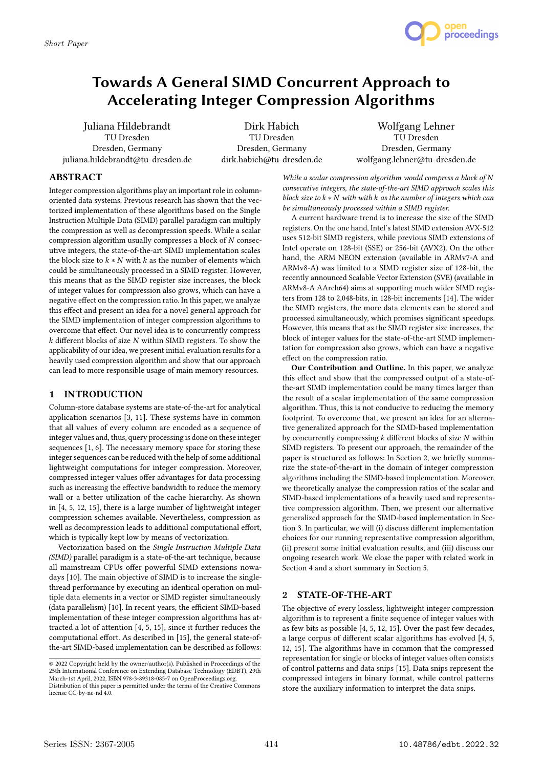# Towards A General SIMD Concurrent Approach to Accelerating Integer Compression Algorithms

Juliana Hildebrandt
TU Dresden
Dresden, Germany
juliana.hildebrandt@tu-dresden.de

Dirk Habich
TU Dresden
Dresden, Germany
dirk.habich@tu-dresden.de

Wolfgang Lehner
TU Dresden
Dresden, Germany
wolfgang.lehner@tu-dresden.de

## ABSTRACT

Integer compression algorithms play an important role in column-oriented data systems. Previous research has shown that the vectorized implementation of these algorithms based on the Single Instruction Multiple Data (SIMD) parallel paradigm can multiply the compression as well as decompression speeds. While a scalar compression algorithm usually compresses a block of $N$ consecutive integers, the state-of-the-art SIMD implementation scales the block size to $k * N$ with $k$ as the number of elements which could be simultaneously processed in a SIMD register. However, this means that as the SIMD register size increases, the block of integer values for compression also grows, which can have a negative effect on the compression ratio. In this paper, we analyze this effect and present an idea for a novel general approach for the SIMD implementation of integer compression algorithms to overcome that effect. Our novel idea is to concurrently compress $k$ different blocks of size $N$ within SIMD registers. To show the applicability of our idea, we present initial evaluation results for a heavily used compression algorithm and show that our approach can lead to more responsible usage of main memory resources.

## 1 INTRODUCTION

Column-store database systems are state-of-the-art for analytical application scenarios [3, 11]. These systems have in common that all values of every column are encoded as a sequence of integer values and, thus, query processing is done on these integer sequences [1, 6]. The necessary memory space for storing these integer sequences can be reduced with the help of some additional lightweight computations for integer compression. Moreover, compressed integer values offer advantages for data processing such as increasing the effective bandwidth to reduce the memory wall or a better utilization of the cache hierarchy. As shown in [4, 5, 12, 15], there is a large number of lightweight integer compression schemes available. Nevertheless, compression as well as decompression leads to additional computational effort, which is typically kept low by means of vectorization.

Vectorization based on the *Single Instruction Multiple Data (SIMD)* parallel paradigm is a state-of-the-art technique, because all mainstream CPUs offer powerful SIMD extensions nowadays [10]. The main objective of SIMD is to increase the single-thread performance by executing an identical operation on multiple data elements in a vector or SIMD register simultaneously (data parallelism) [10]. In recent years, the efficient SIMD-based implementation of these integer compression algorithms has attracted a lot of attention [4, 5, 15], since it further reduces the computational effort. As described in [15], the general state-of-the-art SIMD-based implementation can be described as follows:

*While a scalar compression algorithm would compress a block of $N$ consecutive integers, the state-of-the-art SIMD approach scales this block size to $k * N$ with with $k$ as the number of integers which can be simultaneously processed within a SIMD register.*

A current hardware trend is to increase the size of the SIMD registers. On the one hand, Intel's latest SIMD extension AVX-512 uses 512-bit SIMD registers, while previous SIMD extensions of Intel operate on 128-bit (SSE) or 256-bit (AVX2). On the other hand, the ARM NEON extension (available in ARMv7-A and ARMv8-A) was limited to a SIMD register size of 128-bit, the recently announced Scalable Vector Extension (SVE) (available in ARMv8-A AArch64) aims at supporting much wider SIMD registers from 128 to 2,048-bits, in 128-bit increments [14]. The wider the SIMD registers, the more data elements can be stored and processed simultaneously, which promises significant speedups. However, this means that as the SIMD register size increases, the block of integer values for the state-of-the-art SIMD implementation for compression also grows, which can have a negative effect on the compression ratio.

**Our Contribution and Outline.** In this paper, we analyze this effect and show that the compressed output of a state-of-the-art SIMD implementation could be many times larger than the result of a scalar implementation of the same compression algorithm. Thus, this is not conducive to reducing the memory footprint. To overcome that, we present an idea for an alternative generalized approach for the SIMD-based implementation by concurrently compressing $k$ different blocks of size $N$ within SIMD registers. To present our approach, the remainder of the paper is structured as follows: In Section 2, we briefly summarize the state-of-the-art in the domain of integer compression algorithms including the SIMD-based implementation. Moreover, we theoretically analyze the compression ratios of the scalar and SIMD-based implementations of a heavily used and representative compression algorithm. Then, we present our alternative generalized approach for the SIMD-based implementation in Section 3. In particular, we will (i) discuss different implementation choices for our running representative compression algorithm, (ii) present some initial evaluation results, and (iii) discuss our ongoing research work. We close the paper with related work in Section 4 and a short summary in Section 5.

## 2 STATE-OF-THE-ART

The objective of every lossless, lightweight integer compression algorithm is to represent a finite sequence of integer values with as few bits as possible [4, 5, 12, 15]. Over the past few decades, a large corpus of different scalar algorithms has evolved [4, 5, 12, 15]. The algorithms have in common that the compressed representation for single or blocks of integer values often consists of control patterns and data snips [15]. Data snips represent the compressed integers in binary format, while control patterns store the auxiliary information to interpret the data snips.

© 2022 Copyright held by the owner/author(s). Published in Proceedings of the 25th International Conference on Extending Database Technology (EDBT), 29th March-1st April, 2022, ISBN 978-3-89318-085-7 on OpenProceedings.org.
Distribution of this paper is permitted under the terms of the Creative Commons license CC-by-nc-nd 4.0.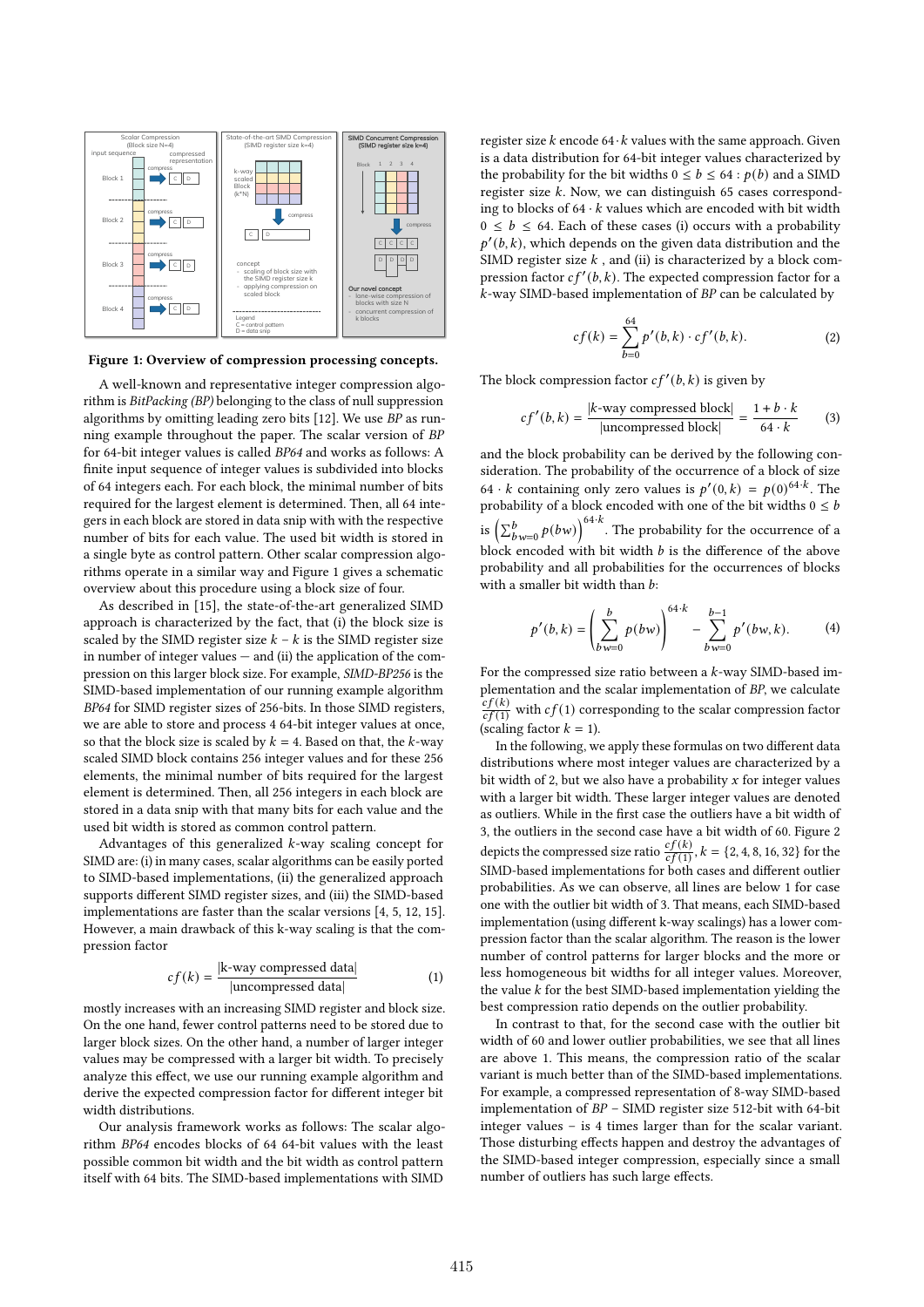**Figure 1: Overview of compression processing concepts.**

A well-known and representative integer compression algorithm is *BitPacking (BP)* belonging to the class of null suppression algorithms by omitting leading zero bits [12]. We use *BP* as running example throughout the paper. The scalar version of *BP* for 64-bit integer values is called *BP64* and works as follows: A finite input sequence of integer values is subdivided into blocks of 64 integers each. For each block, the minimal number of bits required for the largest element is determined. Then, all 64 integers in each block are stored in data snip with the respective number of bits for each value. The used bit width is stored in a single byte as control pattern. Other scalar compression algorithms operate in a similar way and Figure 1 gives a schematic overview about this procedure using a block size of four.

As described in [15], the state-of-the-art generalized SIMD approach is characterized by the fact, that (i) the block size is scaled by the SIMD register size $k$ – $k$ is the SIMD register size in number of integer values — and (ii) the application of the compression on this larger block size. For example, *SIMD-BP256* is the SIMD-based implementation of our running example algorithm *BP64* for SIMD register sizes of 256-bits. In those SIMD registers, we are able to store and process 4 64-bit integer values at once, so that the block size is scaled by $k = 4$. Based on that, the $k$-way scaled SIMD block contains 256 integer values and for these 256 elements, the minimal number of bits required for the largest element is determined. Then, all 256 integers in each block are stored in a data snip with that many bits for each value and the used bit width is stored as common control pattern.

Advantages of this generalized $k$-way scaling concept for SIMD are: (i) in many cases, scalar algorithms can be easily ported to SIMD-based implementations, (ii) the generalized approach supports different SIMD register sizes, and (iii) the SIMD-based implementations are faster than the scalar versions [4, 5, 12, 15]. However, a main drawback of this k-way scaling is that the compression factor

$$cf(k) = \frac{|\text{k-way compressed data}|}{|\text{uncompressed data}|} \tag{1}$$

mostly increases with an increasing SIMD register and block size. On the one hand, fewer control patterns need to be stored due to larger block sizes. On the other hand, a number of larger integer values may be compressed with a larger bit width. To precisely analyze this effect, we use our running example algorithm and derive the expected compression factor for different integer bit width distributions.

Our analysis framework works as follows: The scalar algorithm *BP64* encodes blocks of 64 64-bit values with the least possible common bit width and the bit width as control pattern itself with 64 bits. The SIMD-based implementations with SIMD register size $k$ encode $64 \cdot k$ values with the same approach. Given is a data distribution for 64-bit integer values characterized by the probability for the bit widths $0 \le b \le 64 : p(b)$ and a SIMD register size $k$. Now, we can distinguish 65 cases corresponding to blocks of $64 \cdot k$ values which are encoded with bit width $0 \le b \le 64$. Each of these cases (i) occurs with a probability $p'(b, k)$, which depends on the given data distribution and the SIMD register size $k$ , and (ii) is characterized by a block compression factor $cf'(b, k)$. The expected compression factor for a $k$-way SIMD-based implementation of *BP* can be calculated by

$$cf(k) = \sum_{b=0}^{64} p'(b, k) \cdot cf'(b, k). \tag{2}$$

The block compression factor $cf'(b, k)$ is given by

$$cf'(b, k) = \frac{|k\text{-way compressed block}|}{|\text{uncompressed block}|} = \frac{1 + b \cdot k}{64 \cdot k} \tag{3}$$

and the block probability can be derived by the following consideration. The probability of the occurrence of a block of size $64 \cdot k$ containing only zero values is $p'(0, k) = p(0)^{64 \cdot k}$. The probability of a block encoded with one of the bit widths $0 \le b$ is $\left(\sum_{bw=0}^{b} p(bw)\right)^{64 \cdot k}$. The probability for the occurrence of a block encoded with bit width $b$ is the difference of the above probability and all probabilities for the occurrences of blocks with a smaller bit width than $b$:

$$p'(b, k) = \left(\sum_{bw=0}^{b} p(bw)\right)^{64 \cdot k} - \sum_{bw=0}^{b-1} p'(bw, k). \tag{4}$$

For the compressed size ratio between a $k$-way SIMD-based implementation and the scalar implementation of *BP*, we calculate $\frac{cf(k)}{cf(1)}$ with $cf(1)$ corresponding to the scalar compression factor (scaling factor $k = 1$).

In the following, we apply these formulas on two different data distributions where most integer values are characterized by a bit width of 2, but we also have a probability $x$ for integer values with a larger bit width. These larger integer values are denoted as outliers. While in the first case the outliers have a bit width of 3, the outliers in the second case have a bit width of 60. Figure 2 depicts the compressed size ratio $\frac{cf(k)}{cf(1)}, k = \{2, 4, 8, 16, 32\}$ for the SIMD-based implementations for both cases and different outlier probabilities. As we can observe, all lines are below 1 for case one with the outlier bit width of 3. That means, each SIMD-based implementation (using different k-way scalings) has a lower compression factor than the scalar algorithm. The reason is the lower number of control patterns for larger blocks and the more or less homogeneous bit widths for all integer values. Moreover, the value $k$ for the best SIMD-based implementation yielding the best compression ratio depends on the outlier probability.

In contrast to that, for the second case with the outlier bit width of 60 and lower outlier probabilities, we see that all lines are above 1. This means, the compression ratio of the scalar variant is much better than of the SIMD-based implementations. For example, a compressed representation of 8-way SIMD-based implementation of *BP* – SIMD register size 512-bit with 64-bit integer values – is 4 times larger than for the scalar variant. Those disturbing effects happen and destroy the advantages of the SIMD-based integer compression, especially since a small number of outliers has such large effects.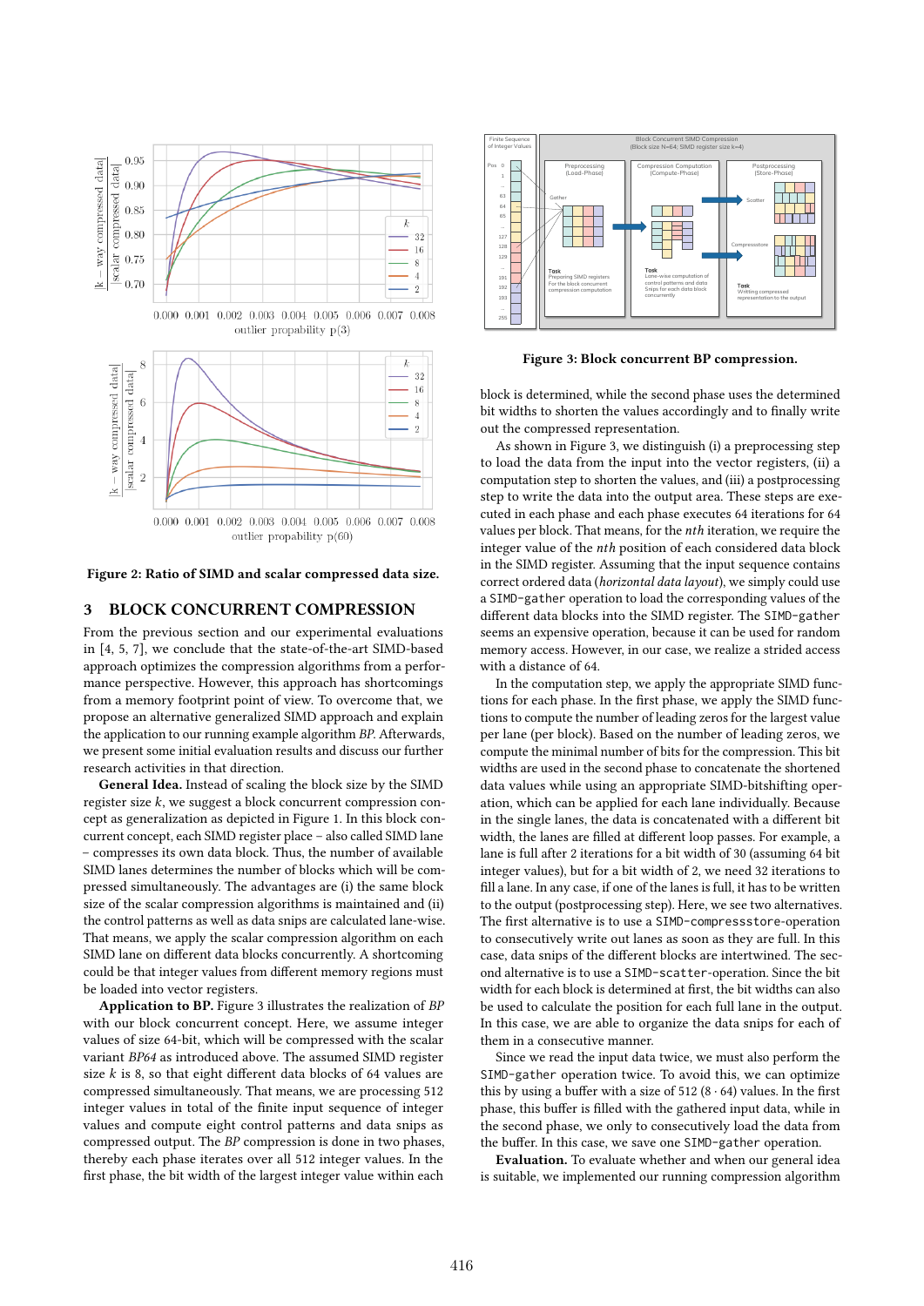Figure 2: Ratio of SIMD and scalar compressed data size.

Figure 3: Block concurrent BP compression.

## 3 BLOCK CONCURRENT COMPRESSION

From the previous section and our experimental evaluations in [4, 5, 7], we conclude that the state-of-the-art SIMD-based approach optimizes the compression algorithms from a performance perspective. However, this approach has shortcomings from a memory footprint point of view. To overcome that, we propose an alternative generalized SIMD approach and explain the application to our running example algorithm *BP*. Afterwards, we present some initial evaluation results and discuss our further research activities in that direction.

**General Idea.** Instead of scaling the block size by the SIMD register size $k$, we suggest a block concurrent compression concept as generalization as depicted in Figure 1. In this block concurrent concept, each SIMD register place – also called SIMD lane – compresses its own data block. Thus, the number of available SIMD lanes determines the number of blocks which will be compressed simultaneously. The advantages are (i) the same block size of the scalar compression algorithms is maintained and (ii) the control patterns as well as data snips are calculated lane-wise. That means, we apply the scalar compression algorithm on each SIMD lane on different data blocks concurrently. A shortcoming could be that integer values from different memory regions must be loaded into vector registers.

**Application to BP.** Figure 3 illustrates the realization of *BP* with our block concurrent concept. Here, we assume integer values of size 64-bit, which will be compressed with the scalar variant *BP64* as introduced above. The assumed SIMD register size $k$ is 8, so that eight different data blocks of 64 values are compressed simultaneously. That means, we are processing 512 integer values in total of the finite input sequence of integer values and compute eight control patterns and data snips as compressed output. The *BP* compression is done in two phases, thereby each phase iterates over all 512 integer values. In the first phase, the bit width of the largest integer value within each block is determined, while the second phase uses the determined bit widths to shorten the values accordingly and to finally write out the compressed representation.

As shown in Figure 3, we distinguish (i) a preprocessing step to load the data from the input into the vector registers, (ii) a computation step to shorten the values, and (iii) a postprocessing step to write the data into the output area. These steps are executed in each phase and each phase executes 64 iterations for 64 values per block. That means, for the *nth* iteration, we require the integer value of the *nth* position of each considered data block in the SIMD register. Assuming that the input sequence contains correct ordered data (*horizontal data layout*), we simply could use a `SIMD-gather` operation to load the corresponding values of the different data blocks into the SIMD register. The `SIMD-gather` seems an expensive operation, because it can be used for random memory access. However, in our case, we realize a strided access with a distance of 64.

In the computation step, we apply the appropriate SIMD functions for each phase. In the first phase, we apply the SIMD functions to compute the number of leading zeros for the largest value per lane (per block). Based on the number of leading zeros, we compute the minimal number of bits for the compression. This bit widths are used in the second phase to concatenate the shortened data values while using an appropriate SIMD-bitshifting operation, which can be applied for each lane individually. Because in the single lanes, the data is concatenated with a different bit width, the lanes are filled at different loop passes. For example, a lane is full after 2 iterations for a bit width of 30 (assuming 64 bit integer values), but for a bit width of 2, we need 32 iterations to fill a lane. In any case, if one of the lanes is full, it has to be written to the output (postprocessing step). Here, we see two alternatives. The first alternative is to use a `SIMD-compressstore`-operation to consecutively write out lanes as soon as they are full. In this case, data snips of the different blocks are intertwined. The second alternative is to use a `SIMD-scatter`-operation. Since the bit width for each block is determined at first, the bit widths can also be used to calculate the position for each full lane in the output. In this case, we are able to organize the data snips for each of them in a consecutive manner.

Since we read the input data twice, we must also perform the `SIMD-gather` operation twice. To avoid this, we can optimize this by using a buffer with a size of 512 ($8 \cdot 64$) values. In the first phase, this buffer is filled with the gathered input data, while in the second phase, we only to consecutively load the data from the buffer. In this case, we save one `SIMD-gather` operation.

**Evaluation.** To evaluate whether and when our general idea is suitable, we implemented our running compression algorithm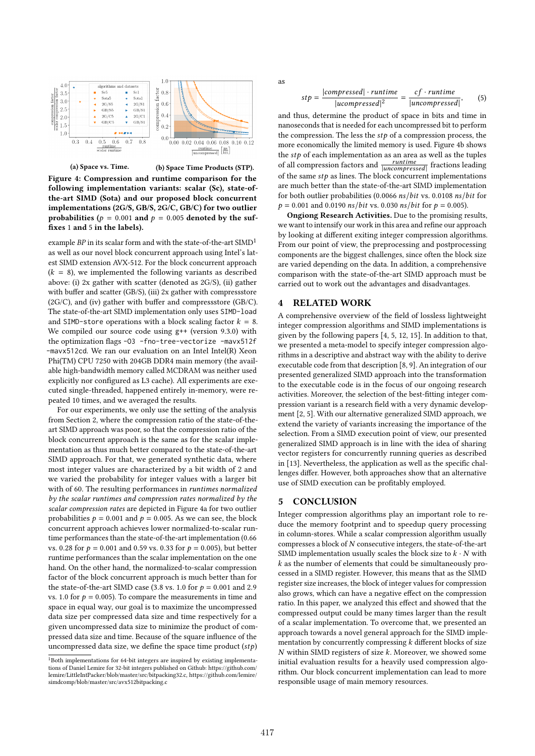(a) Space vs. Time.

(b) Space Time Products (STP).

**Figure 4: Compression and runtime comparison for the following implementation variants: scalar (Sc), state-of-the-art SIMD (Sota) and our proposed block concurrent implementations (2G/S, GB/S, 2G/C, GB/C) for two outlier probabilities ($p$ = 0.001 and $p$ = 0.005 denoted by the suffixes 1 and 5 in the labels).**

example *BP* in its scalar form and with the state-of-the-art SIMD[1] as well as our novel block concurrent approach using Intel's latest SIMD extension AVX-512. For the block concurrent approach ($k$ = 8), we implemented the following variants as described above: (i) 2x gather with scatter (denoted as 2G/S), (ii) gather with buffer and scatter (GB/S), (iii) 2x gather with compressstore (2G/C), and (iv) gather with buffer and compressstore (GB/C). The state-of-the-art SIMD implementation only uses `SIMD-load` and `SIMD-store` operations with a block scaling factor $k$ = 8. We compiled our source code using g++ (version 9.3.0) with the optimization flags `-O3 -fno-tree-vectorize -mavx512f -mavx512cd`. We ran our evaluation on an Intel Intel(R) Xeon Phi(TM) CPU 7250 with 204GB DDR4 main memory (the available high-bandwidth memory called MCDRAM was neither used explicitly nor configured as L3 cache). All experiments are executed single-threaded, happened entirely in-memory, were repeated 10 times, and we averaged the results.

For our experiments, we only use the setting of the analysis from Section 2, where the compression ratio of the state-of-the-art SIMD approach was poor, so that the compression ratio of the block concurrent approach is the same as for the scalar implementation as thus much better compared to the state-of-the-art SIMD approach. For that, we generated synthetic data, where most integer values are characterized by a bit width of 2 and we varied the probability for integer values with a larger bit with of 60. The resulting performances in *runtimes normalized by the scalar runtimes and compression rates normalized by the scalar compression rates* are depicted in Figure 4a for two outlier probabilities $p$ = 0.001 and $p$ = 0.005. As we can see, the block concurrent approach achieves lower normalized-to-scalar runtime performances than the state-of-the-art implementation (0.66 vs. 0.28 for $p$ = 0.001 and 0.59 vs. 0.33 for $p$ = 0.005), but better runtime performances than the scalar implementation on the one hand. On the other hand, the normalized-to-scalar compression factor of the block concurrent approach is much better than for the state-of-the-art SIMD case (3.8 vs. 1.0 for $p$ = 0.001 and 2.9 vs. 1.0 for $p$ = 0.005). To compare the measurements in time and space in equal way, our goal is to maximize the uncompressed data size per compressed data size and time respectively for a given uncompressed data size to minimize the product of compressed data size and time. Because of the square influence of the uncompressed data size, we define the space time product ($stp$) as

$$stp = \frac{|compressed| \cdot runtime}{|uncompressed|^2} = \frac{cf \cdot runtime}{|uncompressed|}, \quad (5)$$

and thus, determine the product of space in bits and time in nanoseconds that is needed for each uncompressed bit to perform the compression. The less the $stp$ of a compression process, the more economically the limited memory is used. Figure 4b shows the $stp$ of each implementation as an area as well as the tuples of all compression factors and $\frac{runtime}{|uncompressed|}$ fractions leading of the same $stp$ as lines. The block concurrent implementations are much better than the state-of-the-art SIMD implementation for both outlier probabilities (0.0066 $ns/bit$ vs. 0.0108 $ns/bit$ for $p$ = 0.001 and 0.0190 $ns/bit$ vs. 0.030 $ns/bit$ for $p$ = 0.005).

**Ongoing Research Activities.** Due to the promising results, we want to intensify our work in this area and refine our approach by looking at different exiting integer compression algorithms. From our point of view, the preprocessing and postprocessing components are the biggest challenges, since often the block size are varied depending on the data. In addition, a comprehensive comparison with the state-of-the-art SIMD approach must be carried out to work out the advantages and disadvantages.

## 4 RELATED WORK

A comprehensive overview of the field of lossless lightweight integer compression algorithms and SIMD implementations is given by the following papers [4, 5, 12, 15]. In addition to that, we presented a meta-model to specify integer compression algorithms in a descriptive and abstract way with the ability to derive executable code from that description [8, 9]. An integration of our presented generalized SIMD approach into the transformation to the executable code is in the focus of our ongoing research activities. Moreover, the selection of the best-fitting integer compression variant is a research field with a very dynamic development [2, 5]. With our alternative generalized SIMD approach, we extend the variety of variants increasing the importance of the selection. From a SIMD execution point of view, our presented generalized SIMD approach is in line with the idea of sharing vector registers for concurrently running queries as described in [13]. Nevertheless, the application as well as the specific challenges differ. However, both approaches show that an alternative use of SIMD execution can be profitably employed.

## 5 CONCLUSION

Integer compression algorithms play an important role to reduce the memory footprint and to speedup query processing in column-stores. While a scalar compression algorithm usually compresses a block of $N$ consecutive integers, the state-of-the-art SIMD implementation usually scales the block size to $k \cdot N$ with $k$ as the number of elements that could be simultaneously processed in a SIMD register. However, this means that as the SIMD register size increases, the block of integer values for compression also grows, which can have a negative effect on the compression ratio. In this paper, we analyzed this effect and showed that the compressed output could be many times larger than the result of a scalar implementation. To overcome that, we presented an approach towards a novel general approach for the SIMD implementation by concurrently compressing $k$ different blocks of size $N$ within SIMD registers of size $k$. Moreover, we showed some initial evaluation results for a heavily used compression algorithm. Our block concurrent implementation can lead to more responsible usage of main memory resources.

[1] Both implementations for 64-bit integers are inspired by existing implementations of Daniel Lemire for 32-bit integers published on Github: https://github.com/lemire/LittleIntPacker/blob/master/src/bitpacking32.c, https://github.com/lemire/simdcomp/blob/master/src/avx512bitpacking.c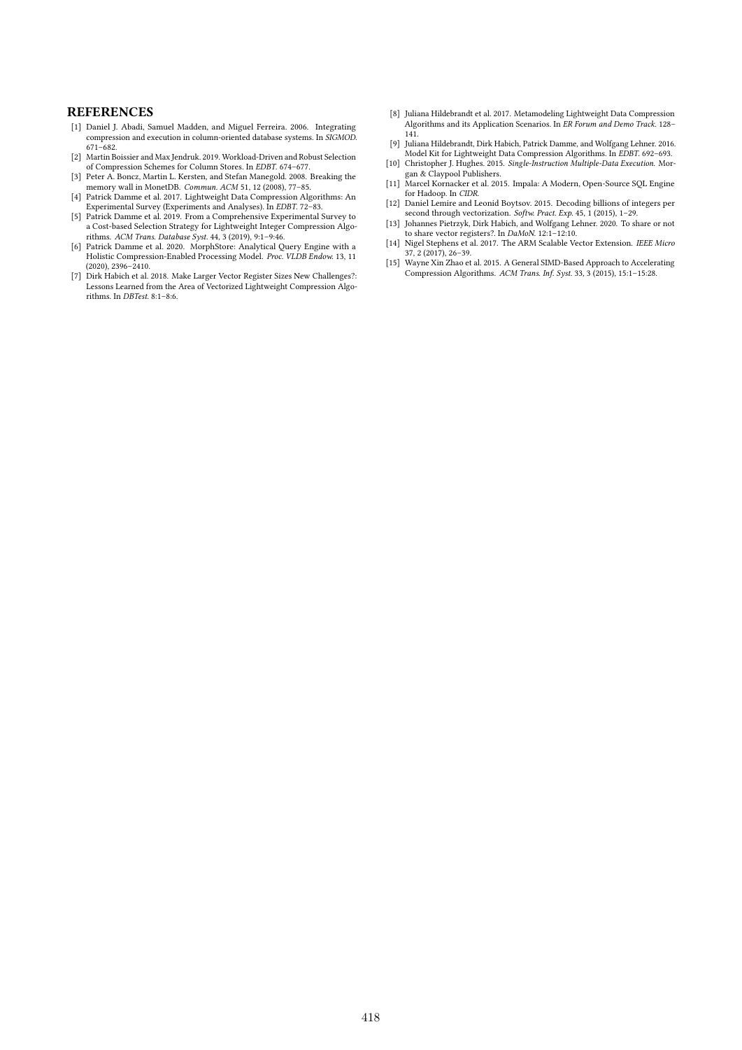## REFERENCES

- [1] Daniel J. Abadi, Samuel Madden, and Miguel Ferreira. 2006. Integrating compression and execution in column-oriented database systems. In *SIGMOD*. 671–682.
- [2] Martin Boissier and Max Jendruk. 2019. Workload-Driven and Robust Selection of Compression Schemes for Column Stores. In *EDBT*. 674–677.
- [3] Peter A. Boncz, Martin L. Kersten, and Stefan Manegold. 2008. Breaking the memory wall in MonetDB. *Commun. ACM* 51, 12 (2008), 77–85.
- [4] Patrick Damme et al. 2017. Lightweight Data Compression Algorithms: An Experimental Survey (Experiments and Analyses). In *EDBT*. 72–83.
- [5] Patrick Damme et al. 2019. From a Comprehensive Experimental Survey to a Cost-based Selection Strategy for Lightweight Integer Compression Algorithms. *ACM Trans. Database Syst.* 44, 3 (2019), 9:1–9:46.
- [6] Patrick Damme et al. 2020. MorphStore: Analytical Query Engine with a Holistic Compression-Enabled Processing Model. *Proc. VLDB Endow.* 13, 11 (2020), 2396–2410.
- [7] Dirk Habich et al. 2018. Make Larger Vector Register Sizes New Challenges?: Lessons Learned from the Area of Vectorized Lightweight Compression Algorithms. In *DBTest*. 8:1–8:6.
- [8] Juliana Hildebrandt et al. 2017. Metamodeling Lightweight Data Compression Algorithms and its Application Scenarios. In *ER Forum and Demo Track*. 128–141.
- [9] Juliana Hildebrandt, Dirk Habich, Patrick Damme, and Wolfgang Lehner. 2016. Model Kit for Lightweight Data Compression Algorithms. In *EDBT*. 692–693.
- [10] Christopher J. Hughes. 2015. *Single-Instruction Multiple-Data Execution*. Morgan & Claypool Publishers.
- [11] Marcel Kornacker et al. 2015. Impala: A Modern, Open-Source SQL Engine for Hadoop. In *CIDR*.
- [12] Daniel Lemire and Leonid Boytsov. 2015. Decoding billions of integers per second through vectorization. *Softw. Pract. Exp.* 45, 1 (2015), 1–29.
- [13] Johannes Pietrzyk, Dirk Habich, and Wolfgang Lehner. 2020. To share or not to share vector registers?. In *DaMoN*. 12:1–12:10.
- [14] Nigel Stephens et al. 2017. The ARM Scalable Vector Extension. *IEEE Micro* 37, 2 (2017), 26–39.
- [15] Wayne Xin Zhao et al. 2015. A General SIMD-Based Approach to Accelerating Compression Algorithms. *ACM Trans. Inf. Syst.* 33, 3 (2015), 15:1–15:28.